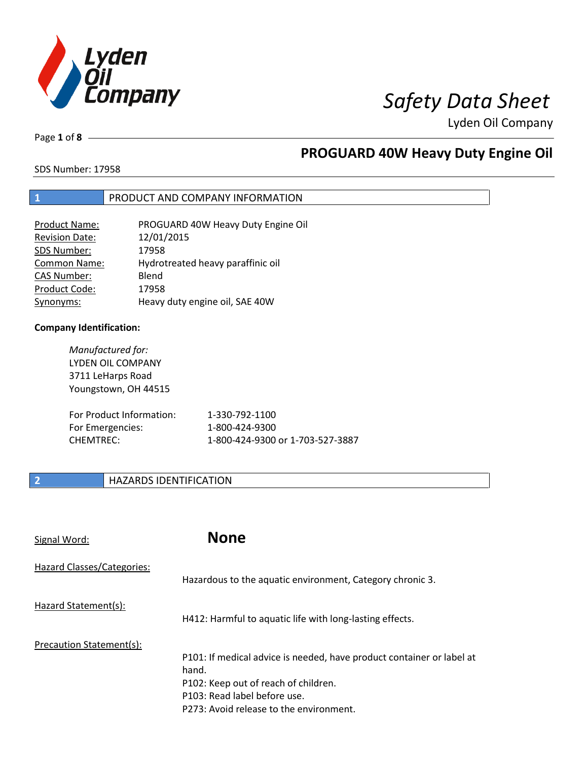# Safety Data Sheet

Lyden Oil Company

## PROGUARD 40W Heavy Duty Engine Oil

SDS Number: 17958

## 1 PRODUCT AND COMPANY INFORMATION

| | |
|---|---|
| Product Name: | PROGUARD 40W Heavy Duty Engine Oil |
| Revision Date: | 12/01/2015 |
| SDS Number: | 17958 |
| Common Name: | Hydrotreated heavy paraffinic oil |
| CAS Number: | Blend |
| Product Code: | 17958 |
| Synonyms: | Heavy duty engine oil, SAE 40W |

**Company Identification:**

*Manufactured for:*
LYDEN OIL COMPANY
3711 LeHarps Road
Youngstown, OH 44515

| | |
|---|---|
| For Product Information: | 1-330-792-1100 |
| For Emergencies: | 1-800-424-9300 |
| CHEMTREC: | 1-800-424-9300 or 1-703-527-3887 |

## 2 HAZARDS IDENTIFICATION

Signal Word: **None**

Hazard Classes/Categories:
Hazardous to the aquatic environment, Category chronic 3.

Hazard Statement(s):
H412: Harmful to aquatic life with long-lasting effects.

Precaution Statement(s):
P101: If medical advice is needed, have product container or label at hand.
P102: Keep out of reach of children.
P103: Read label before use.
P273: Avoid release to the environment.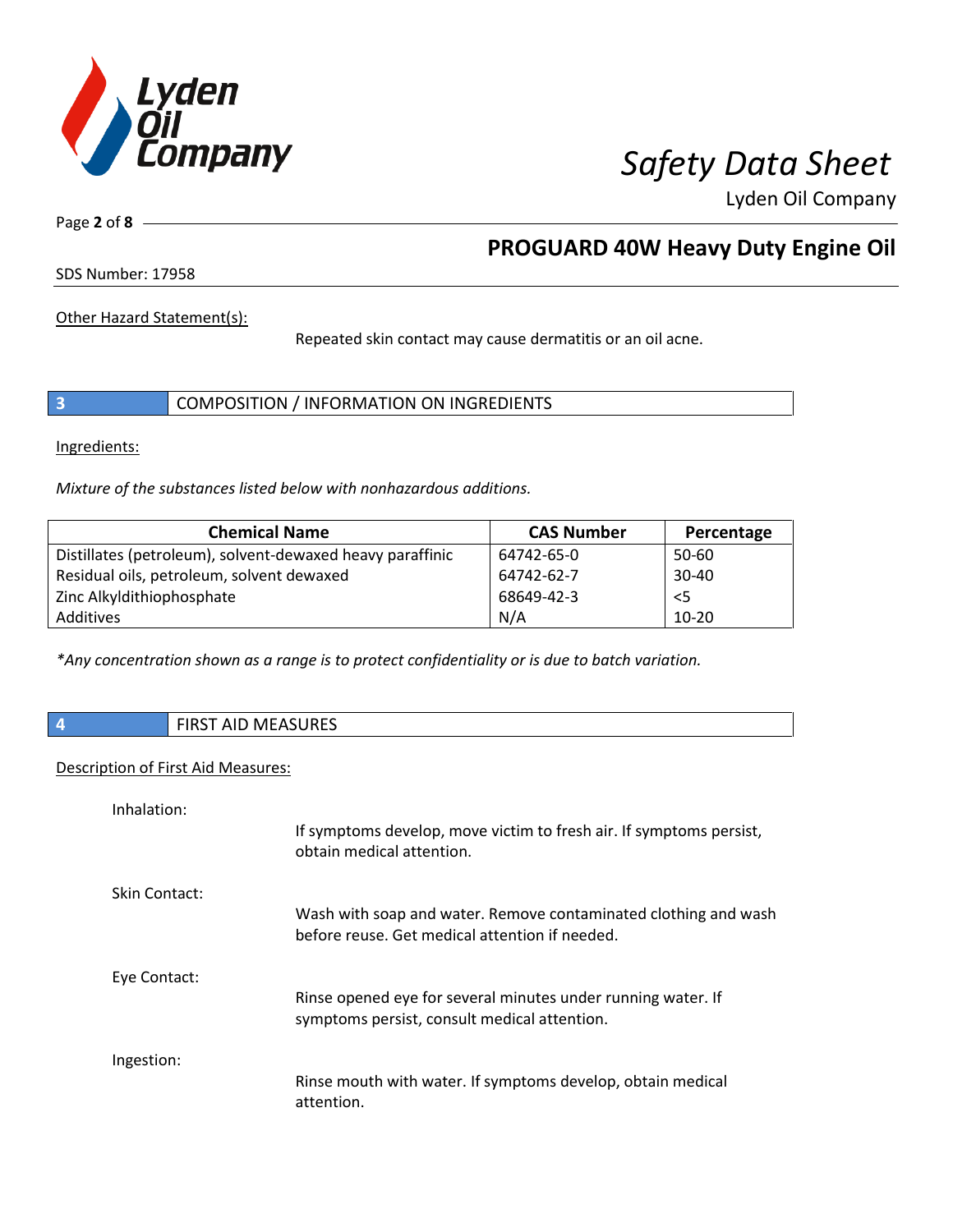Other Hazard Statement(s):

Repeated skin contact may cause dermatitis or an oil acne.

## 3 COMPOSITION / INFORMATION ON INGREDIENTS

Ingredients:

*Mixture of the substances listed below with nonhazardous additions.*

| Chemical Name | CAS Number | Percentage |
|---|---|---|
| Distillates (petroleum), solvent-dewaxed heavy paraffinic | 64742-65-0 | 50-60 |
| Residual oils, petroleum, solvent dewaxed | 64742-62-7 | 30-40 |
| Zinc Alkyldithiophosphate | 68649-42-3 | <5 |
| Additives | N/A | 10-20 |

*\*Any concentration shown as a range is to protect confidentiality or is due to batch variation.*

## 4 FIRST AID MEASURES

Description of First Aid Measures:

Inhalation:

If symptoms develop, move victim to fresh air. If symptoms persist, obtain medical attention.

Skin Contact:

Wash with soap and water. Remove contaminated clothing and wash before reuse. Get medical attention if needed.

Eye Contact:

Rinse opened eye for several minutes under running water. If symptoms persist, consult medical attention.

Ingestion:

Rinse mouth with water. If symptoms develop, obtain medical attention.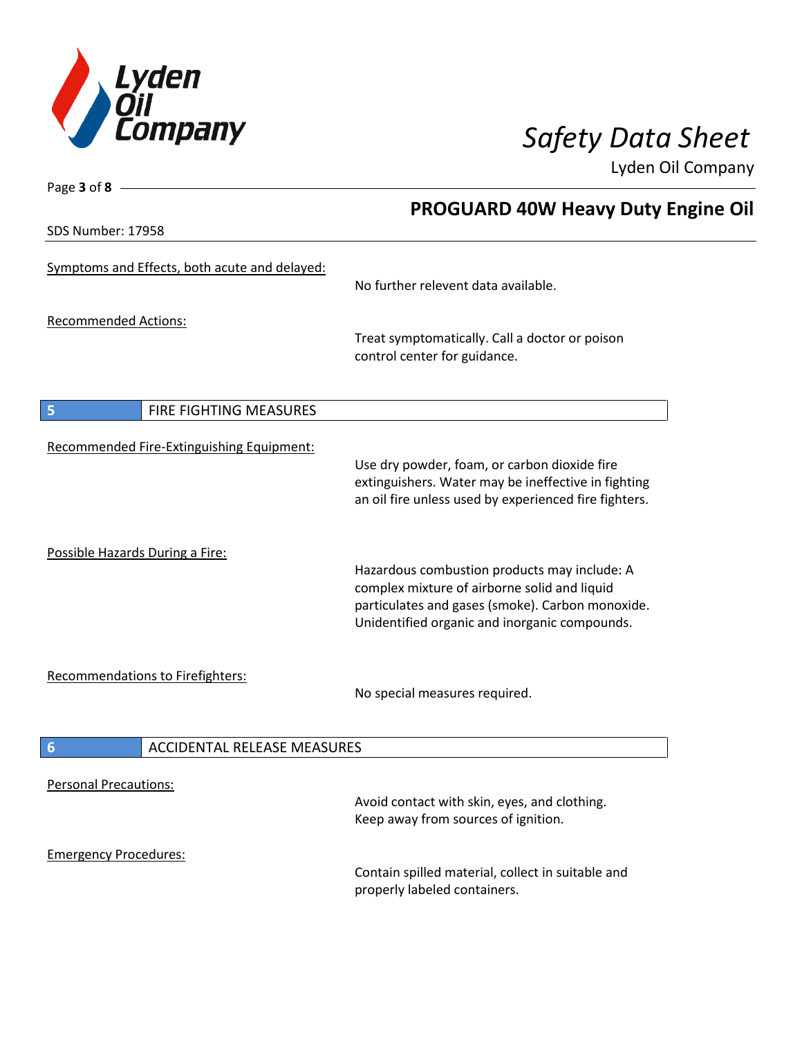Symptoms and Effects, both acute and delayed:

No further relevent data available.

Recommended Actions:

Treat symptomatically. Call a doctor or poison control center for guidance.

## 5 FIRE FIGHTING MEASURES

Recommended Fire-Extinguishing Equipment:

Use dry powder, foam, or carbon dioxide fire extinguishers. Water may be ineffective in fighting an oil fire unless used by experienced fire fighters.

Possible Hazards During a Fire:

Hazardous combustion products may include: A complex mixture of airborne solid and liquid particulates and gases (smoke). Carbon monoxide. Unidentified organic and inorganic compounds.

Recommendations to Firefighters:

No special measures required.

## 6 ACCIDENTAL RELEASE MEASURES

Personal Precautions:

Avoid contact with skin, eyes, and clothing. Keep away from sources of ignition.

Emergency Procedures:

Contain spilled material, collect in suitable and properly labeled containers.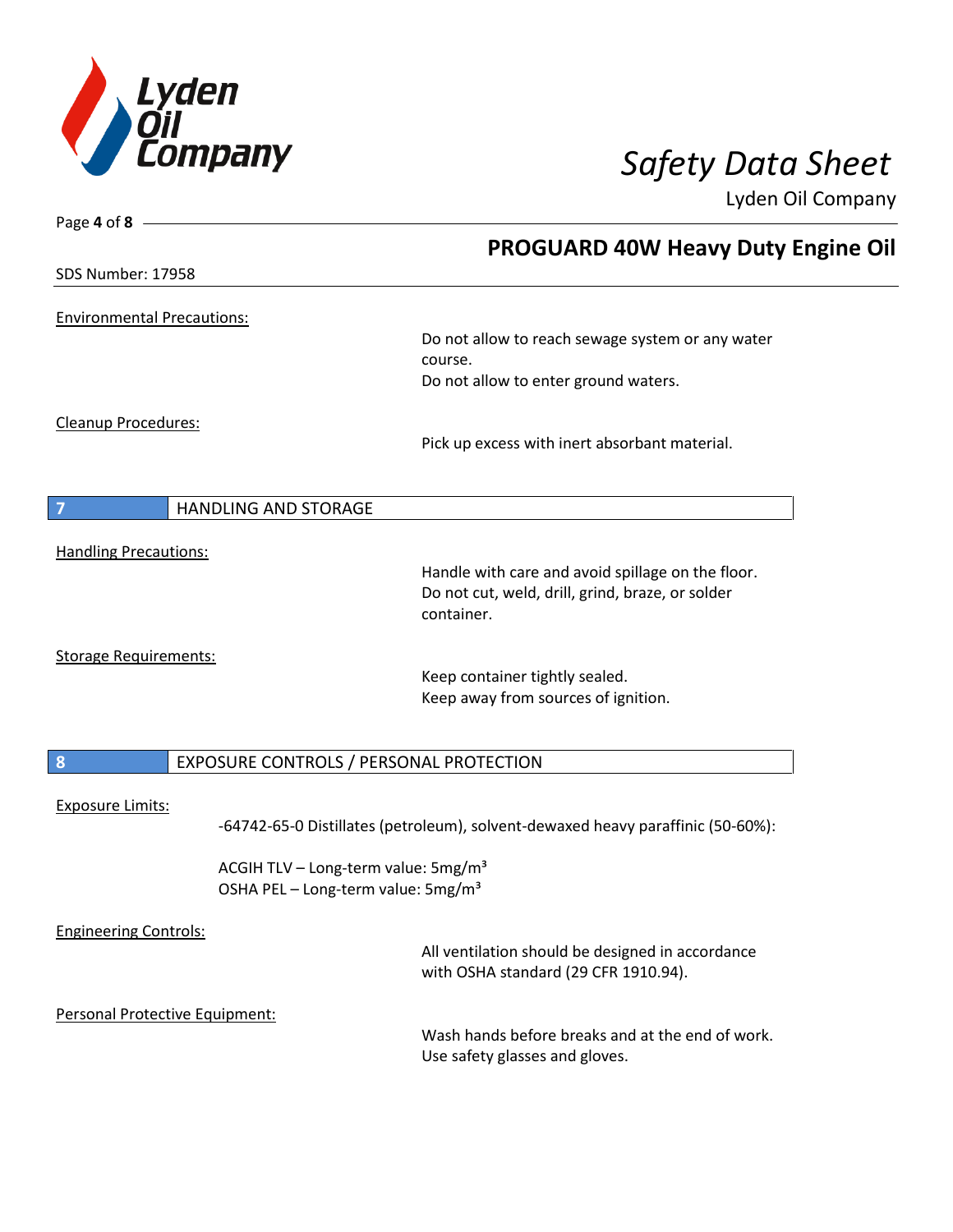Environmental Precautions:

Do not allow to reach sewage system or any water course.
Do not allow to enter ground waters.

Cleanup Procedures:

Pick up excess with inert absorbant material.

## 7 HANDLING AND STORAGE

Handling Precautions:

Handle with care and avoid spillage on the floor.
Do not cut, weld, drill, grind, braze, or solder container.

Storage Requirements:

Keep container tightly sealed.
Keep away from sources of ignition.

## 8 EXPOSURE CONTROLS / PERSONAL PROTECTION

Exposure Limits:

-64742-65-0 Distillates (petroleum), solvent-dewaxed heavy paraffinic (50-60%):

ACGIH TLV – Long-term value: 5mg/m$^3$
OSHA PEL – Long-term value: 5mg/m$^3$

Engineering Controls:

All ventilation should be designed in accordance with OSHA standard (29 CFR 1910.94).

Personal Protective Equipment:

Wash hands before breaks and at the end of work.
Use safety glasses and gloves.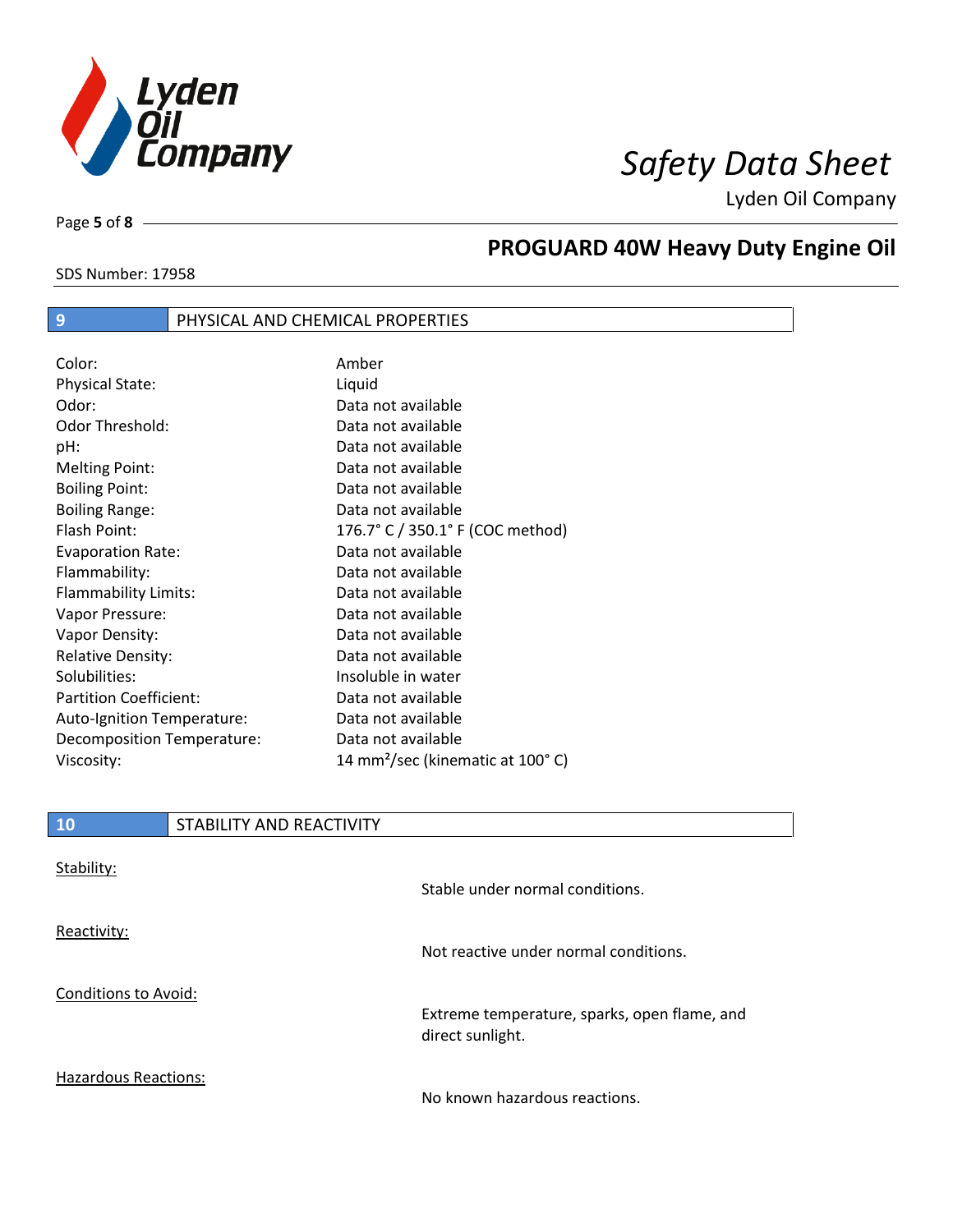# 9 PHYSICAL AND CHEMICAL PROPERTIES

| Property | Value |
| --- | --- |
| Color: | Amber |
| Physical State: | Liquid |
| Odor: | Data not available |
| Odor Threshold: | Data not available |
| pH: | Data not available |
| Melting Point: | Data not available |
| Boiling Point: | Data not available |
| Boiling Range: | Data not available |
| Flash Point: | 176.7° C / 350.1° F (COC method) |
| Evaporation Rate: | Data not available |
| Flammability: | Data not available |
| Flammability Limits: | Data not available |
| Vapor Pressure: | Data not available |
| Vapor Density: | Data not available |
| Relative Density: | Data not available |
| Solubilities: | Insoluble in water |
| Partition Coefficient: | Data not available |
| Auto-Ignition Temperature: | Data not available |
| Decomposition Temperature: | Data not available |
| Viscosity: | 14 $mm^2$/sec (kinematic at 100° C) |

# 10 STABILITY AND REACTIVITY

Stability:

Stable under normal conditions.

Reactivity:

Not reactive under normal conditions.

Conditions to Avoid:

Extreme temperature, sparks, open flame, and direct sunlight.

Hazardous Reactions:

No known hazardous reactions.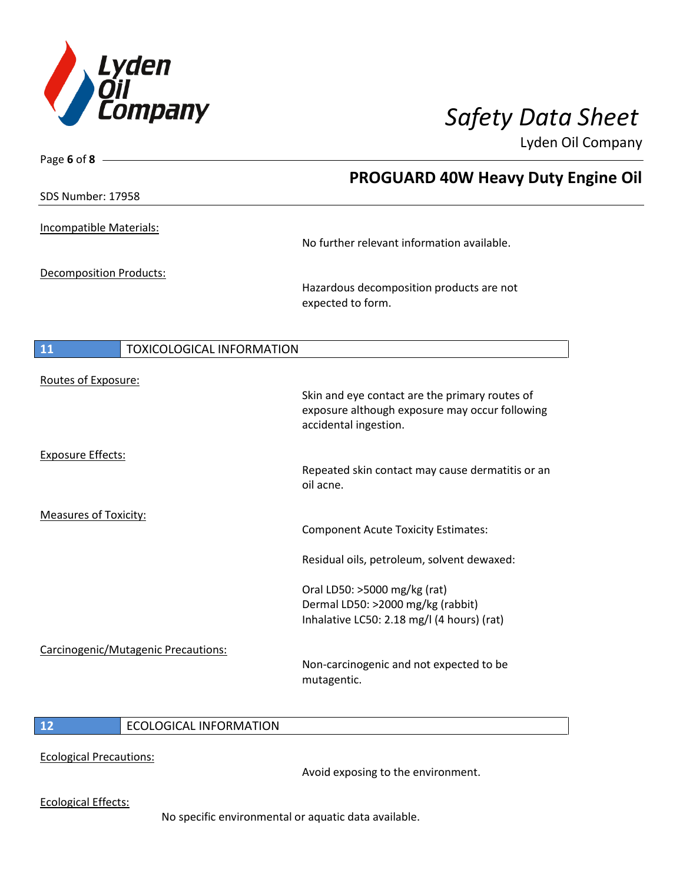Incompatible Materials:

No further relevant information available.

Decomposition Products:

Hazardous decomposition products are not expected to form.

## 11 TOXICOLOGICAL INFORMATION

Routes of Exposure:

Skin and eye contact are the primary routes of exposure although exposure may occur following accidental ingestion.

Exposure Effects:

Repeated skin contact may cause dermatitis or an oil acne.

Measures of Toxicity:

Component Acute Toxicity Estimates:

Residual oils, petroleum, solvent dewaxed:

Oral LD50: >5000 mg/kg (rat)
Dermal LD50: >2000 mg/kg (rabbit)
Inhalative LC50: 2.18 mg/l (4 hours) (rat)

Carcinogenic/Mutagenic Precautions:

Non-carcinogenic and not expected to be mutagentic.

## 12 ECOLOGICAL INFORMATION

Ecological Precautions:

Avoid exposing to the environment.

Ecological Effects:

No specific environmental or aquatic data available.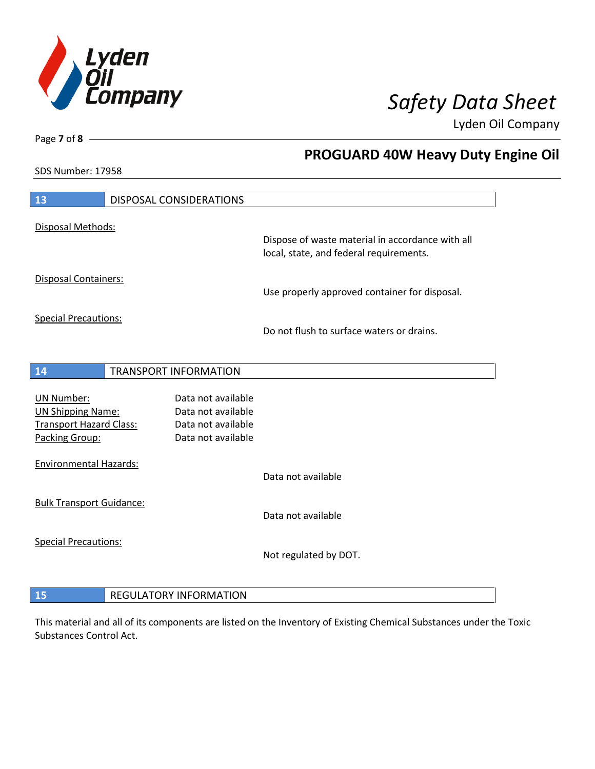## 13 DISPOSAL CONSIDERATIONS

Disposal Methods:

Dispose of waste material in accordance with all local, state, and federal requirements.

Disposal Containers:

Use properly approved container for disposal.

Special Precautions:

Do not flush to surface waters or drains.

## 14 TRANSPORT INFORMATION

| | |
|---|---|
| UN Number: | Data not available |
| UN Shipping Name: | Data not available |
| Transport Hazard Class: | Data not available |
| Packing Group: | Data not available |

Environmental Hazards:

Data not available

Bulk Transport Guidance:

Data not available

Special Precautions:

Not regulated by DOT.

## 15 REGULATORY INFORMATION

This material and all of its components are listed on the Inventory of Existing Chemical Substances under the Toxic Substances Control Act.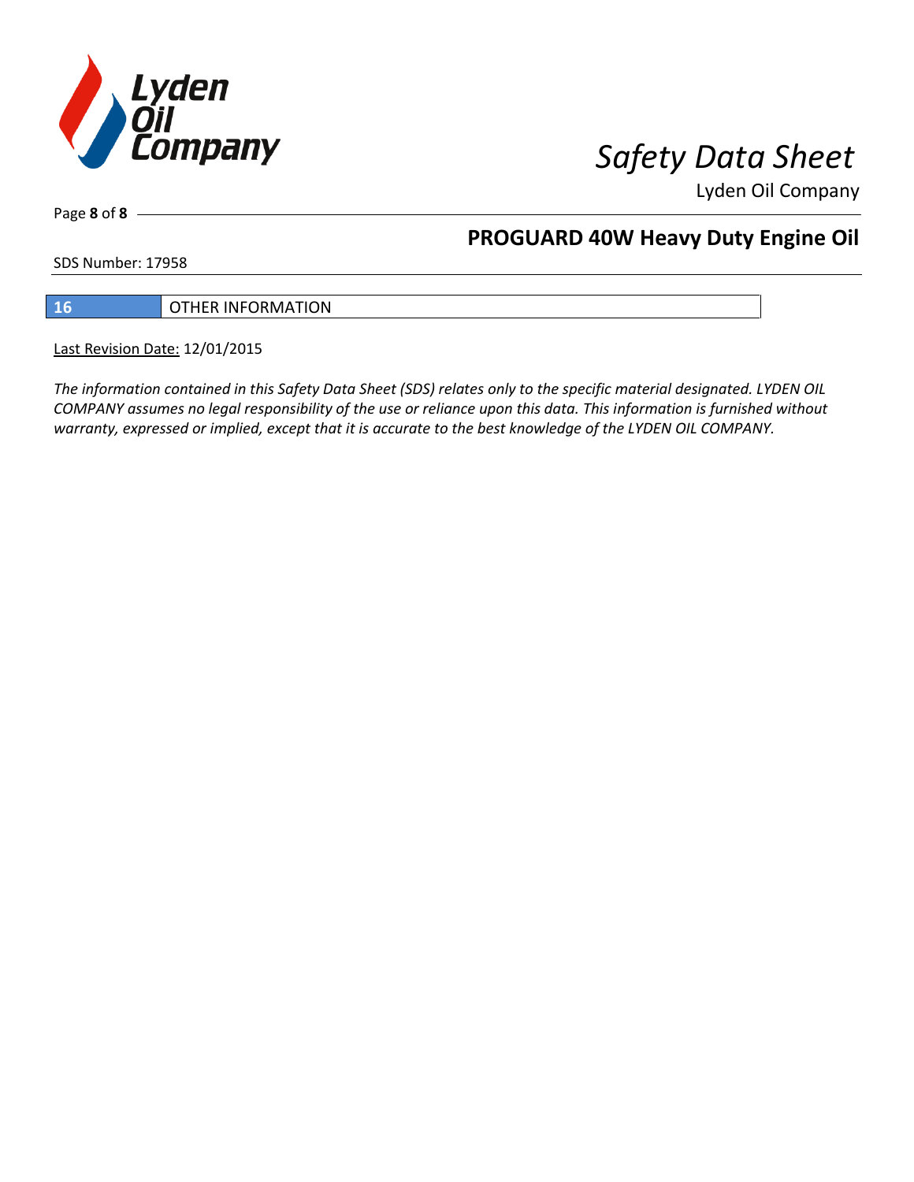## 16 OTHER INFORMATION

Last Revision Date: 12/01/2015

*The information contained in this Safety Data Sheet (SDS) relates only to the specific material designated. LYDEN OIL COMPANY assumes no legal responsibility of the use or reliance upon this data. This information is furnished without warranty, expressed or implied, except that it is accurate to the best knowledge of the LYDEN OIL COMPANY.*